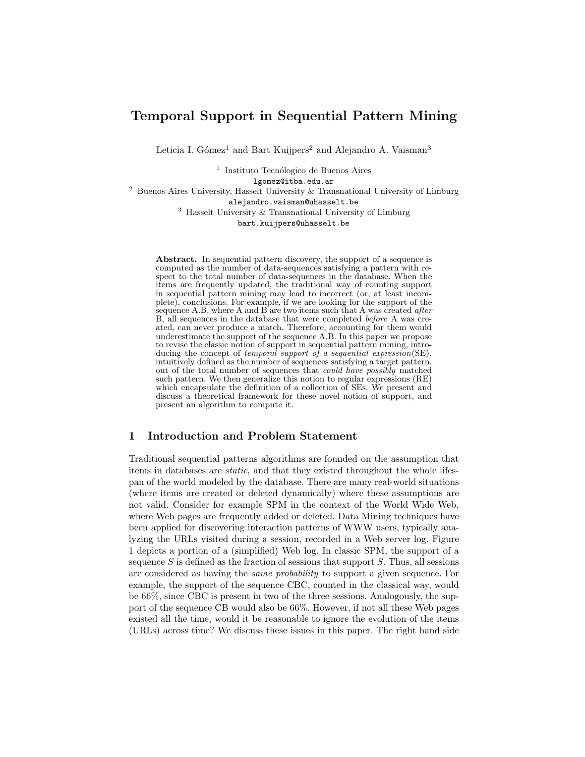# Temporal Support in Sequential Pattern Mining

Leticia I. Gómez[1] and Bart Kuijpers[2] and Alejandro A. Vaisman[3]

[1] Instituto Tecnólogico de Buenos Aires
lgomez@itba.edu.ar
[2] Buenos Aires University, Hasselt University & Transnational University of Limburg
alejandro.vaisman@uhasselt.be
[3] Hasselt University & Transnational University of Limburg
bart.kuijpers@uhasselt.be

**Abstract.** In sequential pattern discovery, the support of a sequence is computed as the number of data-sequences satisfying a pattern with respect to the total number of data-sequences in the database. When the items are frequently updated, the traditional way of counting support in sequential pattern mining may lead to incorrect (or, at least incomplete), conclusions. For example, if we are looking for the support of the sequence A.B, where A and B are two items such that A was created *after* B, all sequences in the database that were completed *before* A was created, can never produce a match. Therefore, accounting for them would underestimate the support of the sequence A.B. In this paper we propose to revise the classic notion of support in sequential pattern mining, introducing the concept of *temporal support of a sequential expression*(SE), intuitively defined as the number of sequences satisfying a target pattern, out of the total number of sequences that *could have possibly* matched such pattern. We then generalize this notion to regular expressions (RE) which encapsulate the definition of a collection of SEs. We present and discuss a theoretical framework for these novel notion of support, and present an algorithm to compute it.

## 1 Introduction and Problem Statement

Traditional sequential patterns algorithms are founded on the assumption that items in databases are *static*, and that they existed throughout the whole lifespan of the world modeled by the database. There are many real-world situations (where items are created or deleted dynamically) where these assumptions are not valid. Consider for example SPM in the context of the World Wide Web, where Web pages are frequently added or deleted. Data Mining techniques have been applied for discovering interaction patterns of WWW users, typically analyzing the URLs visited during a session, recorded in a Web server log. Figure 1 depicts a portion of a (simplified) Web log. In classic SPM, the support of a sequence $S$ is defined as the fraction of sessions that support $S$. Thus, all sessions are considered as having the *same probability* to support a given sequence. For example, the support of the sequence CBC, counted in the classical way, would be 66%, since CBC is present in two of the three sessions. Analogously, the support of the sequence CB would also be 66%. However, if not all these Web pages existed all the time, would it be reasonable to ignore the evolution of the items (URLs) across time? We discuss these issues in this paper. The right hand side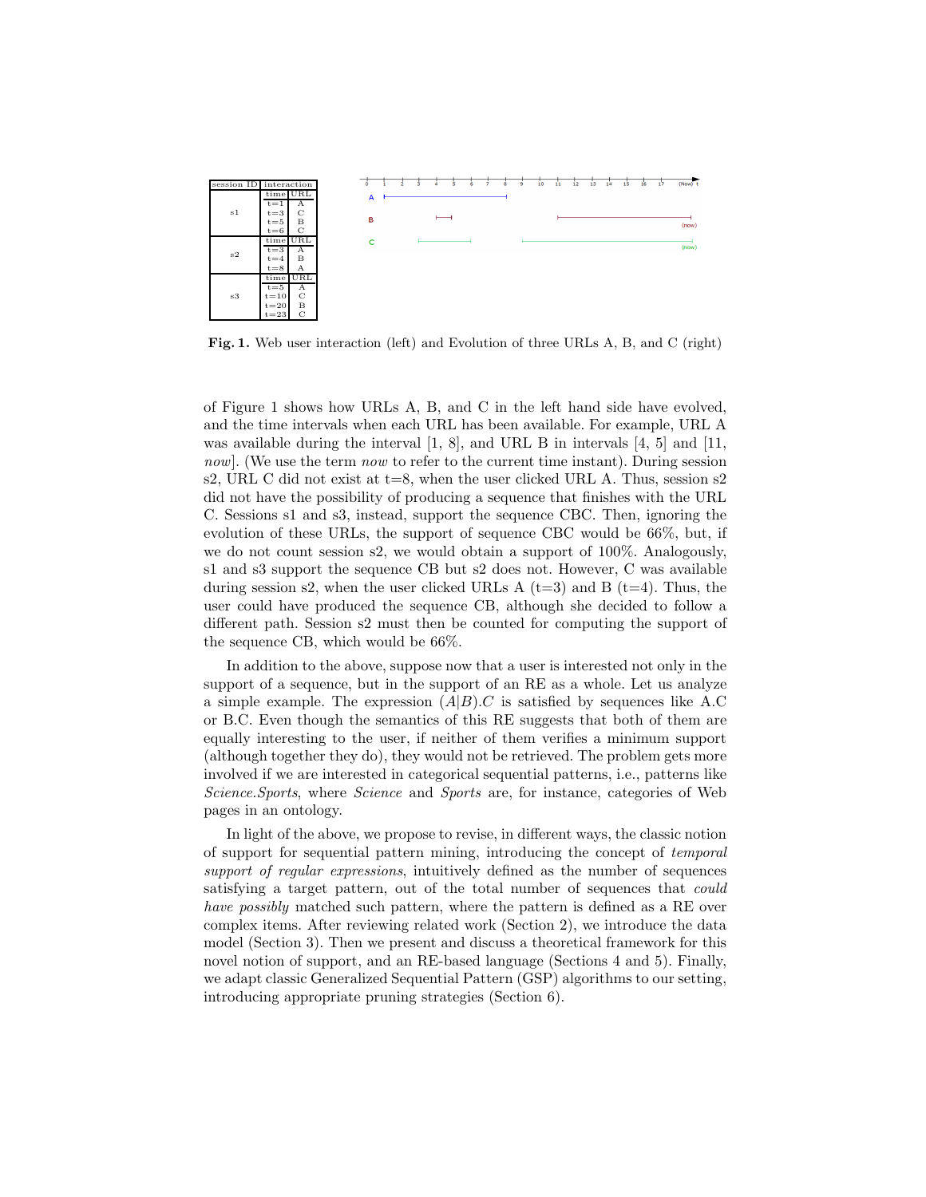| session ID | interaction | |
|---|---|---|
| | time | URL |
| s1 | t=1 | A |
| | t=3 | C |
| | t=5 | B |
| | t=6 | C |
| | time | URL |
| s2 | t=3 | A |
| | t=4 | B |
| | t=8 | A |
| | time | URL |
| s3 | t=5 | A |
| | t=10 | C |
| | t=20 | B |
| | t=23 | C |

**Fig. 1.** Web user interaction (left) and Evolution of three URLs A, B, and C (right)

of Figure 1 shows how URLs A, B, and C in the left hand side have evolved, and the time intervals when each URL has been available. For example, URL A was available during the interval [1, 8], and URL B in intervals [4, 5] and [11, *now*]. (We use the term *now* to refer to the current time instant). During session s2, URL C did not exist at t=8, when the user clicked URL A. Thus, session s2 did not have the possibility of producing a sequence that finishes with the URL C. Sessions s1 and s3, instead, support the sequence CBC. Then, ignoring the evolution of these URLs, the support of sequence CBC would be 66%, but, if we do not count session s2, we would obtain a support of 100%. Analogously, s1 and s3 support the sequence CB but s2 does not. However, C was available during session s2, when the user clicked URLs A (t=3) and B (t=4). Thus, the user could have produced the sequence CB, although she decided to follow a different path. Session s2 must then be counted for computing the support of the sequence CB, which would be 66%.

In addition to the above, suppose now that a user is interested not only in the support of a sequence, but in the support of an RE as a whole. Let us analyze a simple example. The expression $(A|B).C$ is satisfied by sequences like A.C or B.C. Even though the semantics of this RE suggests that both of them are equally interesting to the user, if neither of them verifies a minimum support (although together they do), they would not be retrieved. The problem gets more involved if we are interested in categorical sequential patterns, i.e., patterns like *Science.Sports*, where *Science* and *Sports* are, for instance, categories of Web pages in an ontology.

In light of the above, we propose to revise, in different ways, the classic notion of support for sequential pattern mining, introducing the concept of *temporal support of regular expressions*, intuitively defined as the number of sequences satisfying a target pattern, out of the total number of sequences that *could have possibly* matched such pattern, where the pattern is defined as a RE over complex items. After reviewing related work (Section 2), we introduce the data model (Section 3). Then we present and discuss a theoretical framework for this novel notion of support, and an RE-based language (Sections 4 and 5). Finally, we adapt classic Generalized Sequential Pattern (GSP) algorithms to our setting, introducing appropriate pruning strategies (Section 6).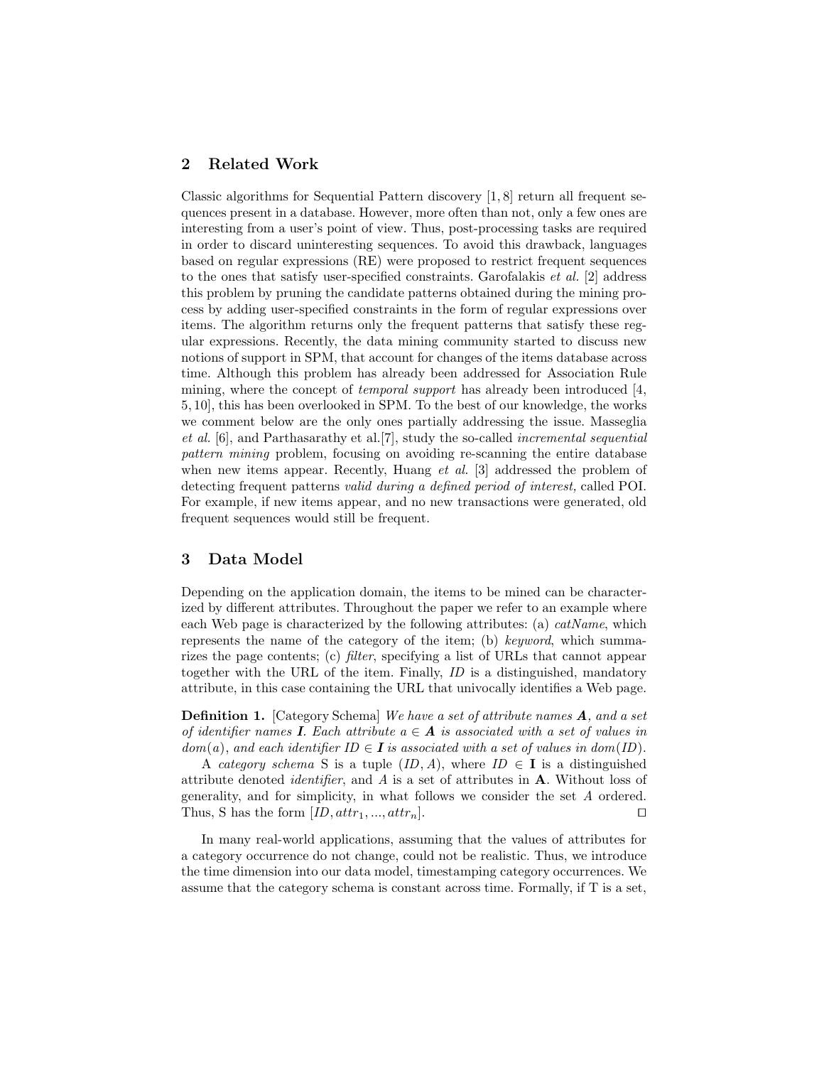## 2 Related Work

Classic algorithms for Sequential Pattern discovery [1, 8] return all frequent sequences present in a database. However, more often than not, only a few ones are interesting from a user's point of view. Thus, post-processing tasks are required in order to discard uninteresting sequences. To avoid this drawback, languages based on regular expressions (RE) were proposed to restrict frequent sequences to the ones that satisfy user-specified constraints. Garofalakis *et al.* [2] address this problem by pruning the candidate patterns obtained during the mining process by adding user-specified constraints in the form of regular expressions over items. The algorithm returns only the frequent patterns that satisfy these regular expressions. Recently, the data mining community started to discuss new notions of support in SPM, that account for changes of the items database across time. Although this problem has already been addressed for Association Rule mining, where the concept of *temporal support* has already been introduced [4, 5, 10], this has been overlooked in SPM. To the best of our knowledge, the works we comment below are the only ones partially addressing the issue. Masseglia *et al.* [6], and Parthasarathy et al.[7], study the so-called *incremental sequential pattern mining* problem, focusing on avoiding re-scanning the entire database when new items appear. Recently, Huang *et al.* [3] addressed the problem of detecting frequent patterns *valid during a defined period of interest,* called POI. For example, if new items appear, and no new transactions were generated, old frequent sequences would still be frequent.

## 3 Data Model

Depending on the application domain, the items to be mined can be characterized by different attributes. Throughout the paper we refer to an example where each Web page is characterized by the following attributes: (a) *catName*, which represents the name of the category of the item; (b) *keyword*, which summarizes the page contents; (c) *filter*, specifying a list of URLs that cannot appear together with the URL of the item. Finally, *ID* is a distinguished, mandatory attribute, in this case containing the URL that univocally identifies a Web page.

**Definition 1.** [Category Schema] *We have a set of attribute names* $\boldsymbol{A}$*, and a set of identifier names* $\boldsymbol{I}$*. Each attribute* $a \in \boldsymbol{A}$ *is associated with a set of values in* $dom(a)$*, and each identifier* $ID \in \boldsymbol{I}$ *is associated with a set of values in* $dom(ID)$*.*

A *category schema* S is a tuple $(ID, A)$, where $ID \in \mathbf{I}$ is a distinguished attribute denoted *identifier*, and $A$ is a set of attributes in $\mathbf{A}$. Without loss of generality, and for simplicity, in what follows we consider the set $A$ ordered. Thus, S has the form $[ID, attr_1, ..., attr_n]$. □

In many real-world applications, assuming that the values of attributes for a category occurrence do not change, could not be realistic. Thus, we introduce the time dimension into our data model, timestamping category occurrences. We assume that the category schema is constant across time. Formally, if T is a set,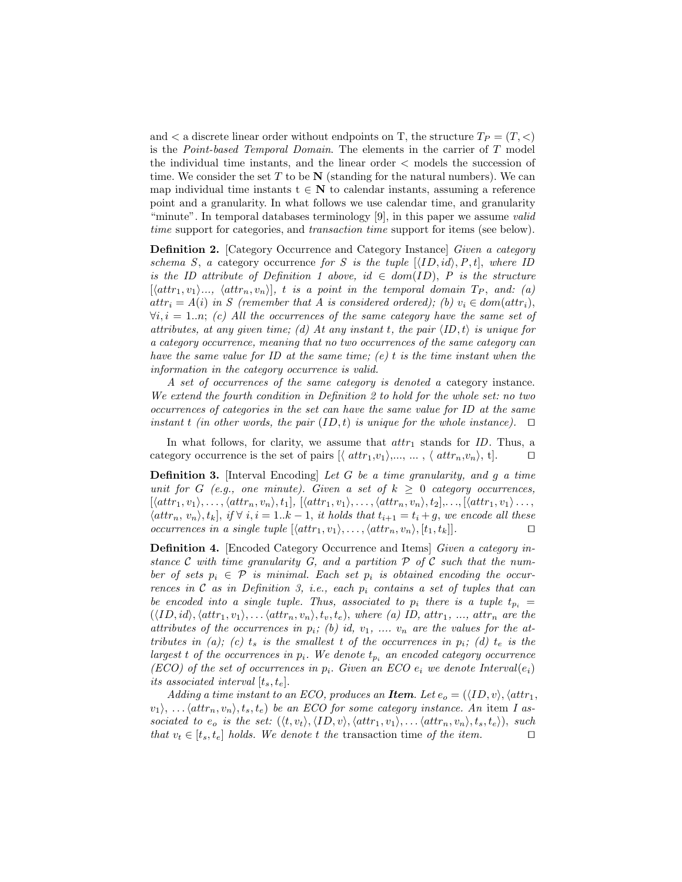and $<$ a discrete linear order without endpoints on T, the structure $T_P = (T, <)$ is the *Point-based Temporal Domain*. The elements in the carrier of $T$ model the individual time instants, and the linear order $<$ models the succession of time. We consider the set $T$ to be $\mathbf{N}$ (standing for the natural numbers). We can map individual time instants $t \in \mathbf{N}$ to calendar instants, assuming a reference point and a granularity. In what follows we use calendar time, and granularity "minute". In temporal databases terminology [9], in this paper we assume *valid time* support for categories, and *transaction time* support for items (see below).

**Definition 2.** [Category Occurrence and Category Instance] *Given a category schema $S$, a* category occurrence *for $S$ is the tuple $[\langle ID, id\rangle, P, t]$, where $ID$ is the ID attribute of Definition 1 above, $id \in dom(ID)$, $P$ is the structure $[\langle attr_1, v_1\rangle ..., \langle attr_n, v_n\rangle]$, $t$ is a point in the temporal domain $T_P$, and: (a) $attr_i = A(i)$ in $S$ (remember that $A$ is considered ordered); (b) $v_i \in dom(attr_i)$, $\forall i, i = 1..n$; (c) All the occurrences of the same category have the same set of attributes, at any given time; (d) At any instant $t$, the pair $\langle ID, t\rangle$ is unique for a category occurrence, meaning that no two occurrences of the same category can have the same value for ID at the same time; (e) $t$ is the time instant when the information in the category occurrence is valid.*

*A set of occurrences of the same category is denoted a* category instance. *We extend the fourth condition in Definition 2 to hold for the whole set: no two occurrences of categories in the set can have the same value for ID at the same instant $t$ (in other words, the pair $(ID, t)$ is unique for the whole instance).* $\square$

In what follows, for clarity, we assume that $attr_1$ stands for $ID$. Thus, a category occurrence is the set of pairs $[\langle attr_1, v_1\rangle, ..., ..., \langle attr_n, v_n\rangle, t]$. $\square$

**Definition 3.** [Interval Encoding] *Let $G$ be a time granularity, and $g$ a time unit for $G$ (e.g., one minute). Given a set of $k \geq 0$ category occurrences, $[\langle attr_1, v_1\rangle, \ldots, \langle attr_n, v_n\rangle, t_1]$, $[\langle attr_1, v_1\rangle, \ldots, \langle attr_n, v_n\rangle, t_2], \ldots, [\langle attr_1, v_1\rangle \ldots,$ $\langle attr_n, v_n\rangle, t_k]$, if $\forall\, i, i = 1..k-1$, it holds that $t_{i+1} = t_i + g$, we encode all these occurrences in a single tuple $[\langle attr_1, v_1\rangle, \ldots, \langle attr_n, v_n\rangle, [t_1, t_k]]$.* $\square$

**Definition 4.** [Encoded Category Occurrence and Items] *Given a category instance $\mathcal{C}$ with time granularity $G$, and a partition $\mathcal{P}$ of $\mathcal{C}$ such that the number of sets $p_i \in \mathcal{P}$ is minimal. Each set $p_i$ is obtained encoding the occurrences in $\mathcal{C}$ as in Definition 3, i.e., each $p_i$ contains a set of tuples that can be encoded into a single tuple. Thus, associated to $p_i$ there is a tuple $t_{p_i} = (\langle ID, id\rangle, \langle attr_1, v_1\rangle, \ldots \langle attr_n, v_n\rangle, t_v, t_e)$, where (a) ID, $attr_1$, ..., $attr_n$ are the attributes of the occurrences in $p_i$; (b) id, $v_1$, .... $v_n$ are the values for the attributes in (a); (c) $t_s$ is the smallest $t$ of the occurrences in $p_i$; (d) $t_e$ is the largest $t$ of the occurrences in $p_i$. We denote $t_{p_i}$ an encoded category occurrence (ECO) of the set of occurrences in $p_i$. Given an ECO $e_i$ we denote $Interval(e_i)$ its associated interval $[t_s, t_e]$.*

*Adding a time instant to an ECO, produces an **Item**. Let $e_o = (\langle ID, v\rangle, \langle attr_1,$ $v_1\rangle, \ldots \langle attr_n, v_n\rangle, t_s, t_e)$ be an ECO for some category instance. An* item *$I$ associated to $e_o$ is the set: $(\langle t, v_t\rangle, \langle ID, v\rangle, \langle attr_1, v_1\rangle, \ldots \langle attr_n, v_n\rangle, t_s, t_e\rangle)$, such that $v_t \in [t_s, t_e]$ holds. We denote $t$ the* transaction time *of the item.* $\square$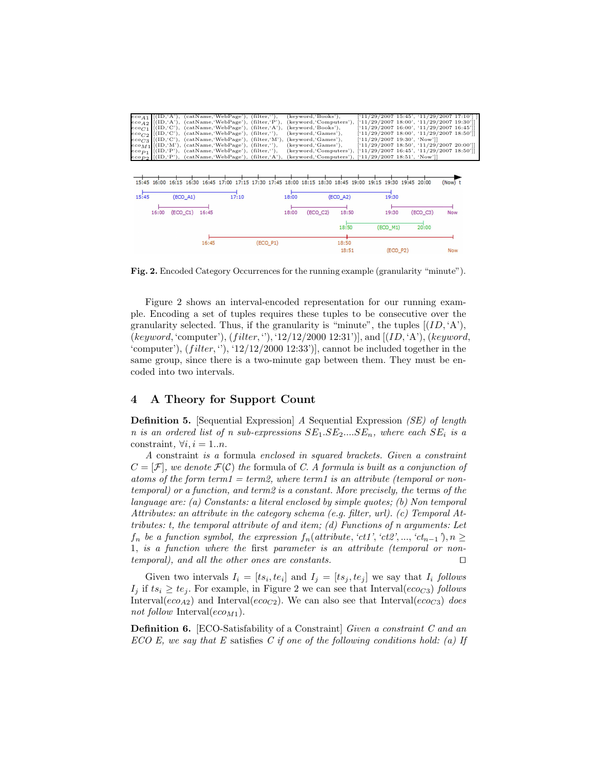| | | | | | |
|---|---|---|---|---|---|
| $eco_{A1}$ | [(ID,'A'), | (catName,'WebPage'), | (filter,''), | (keyword,'Books'), | ['11/29/2007 15:45', '11/29/2007 17:10']] |
| $eco_{A2}$ | [(ID,'A'), | (catName,'WebPage'), | (filter,'P'), | (keyword,'Computers'), | ['11/29/2007 18:00', '11/29/2007 19:30']] |
| $eco_{C1}$ | [(ID,'C'), | (catName,'WebPage'), | (filter,'A'), | (keyword,'Books'), | ['11/29/2007 16:00', '11/29/2007 16:45']] |
| $eco_{C2}$ | [(ID,'C'), | (catName,'WebPage'), | (filter,''), | (keyword,'Games'), | ['11/29/2007 18:00', '11/29/2007 18:50']] |
| $eco_{C3}$ | [(ID,'C'), | (catName,'WebPage'), | (filter,'M'), | (keyword,'Games'), | ['11/29/2007 19:30', 'Now']] |
| $eco_{M1}$ | [(ID,'M'), | (catName,'WebPage'), | (filter,''), | (keyword,'Games'), | ['11/29/2007 18:50', '11/29/2007 20:00']] |
| $eco_{P1}$ | [(ID,'P'), | (catName,'WebPage'), | (filter,''), | (keyword,'Computers'), | ['11/29/2007 16:45', '11/29/2007 18:50']] |
| $eco_{P2}$ | [(ID,'P'), | (catName,'WebPage'), | (filter,'A'), | (keyword,'Computers'), | ['11/29/2007 18:51', 'Now']] |

**Fig. 2.** Encoded Category Occurrences for the running example (granularity "minute").

Figure 2 shows an interval-encoded representation for our running example. Encoding a set of tuples requires these tuples to be consecutive over the granularity selected. Thus, if the granularity is "minute", the tuples [$(ID, \text{'A'})$, $(keyword, \text{'computer'})$, $(filter, \text{''})$, '12/12/2000 12:31')], and [$(ID, \text{'A'})$, $(keyword, \text{'computer'})$, $(filter, \text{''})$, '12/12/2000 12:33')], cannot be included together in the same group, since there is a two-minute gap between them. They must be encoded into two intervals.

## 4 A Theory for Support Count

**Definition 5.** [Sequential Expression] *A Sequential Expression (SE) of length n is an ordered list of n sub-expressions $SE_1.SE_2....SE_n$, where each $SE_i$ is a* constraint, $\forall i, i = 1..n$.

*A* constraint *is a* formula *enclosed in squared brackets. Given a constraint $C = [\mathcal{F}]$, we denote $\mathcal{F}(\mathcal{C})$ the* formula *of C. A formula is built as a conjunction of atoms of the form term1 = term2, where term1 is an attribute (temporal or non-temporal) or a function, and term2 is a constant. More precisely, the* terms *of the language are: (a) Constants: a literal enclosed by simple quotes; (b) Non temporal Attributes: an attribute in the category schema (e.g. filter, url). (c) Temporal Attributes: t, the temporal attribute of and item; (d) Functions of n arguments: Let $f_n$ be a function symbol, the expression $f_n(attribute, \text{'ct1'}, \text{'ct2'}, ..., \text{'ct}_{n-1}\text{'}), n \geq 1$, is a function where the* first *parameter is an attribute (temporal or non-temporal), and all the other ones are constants.* □

Given two intervals $I_i = [ts_i, te_i]$ and $I_j = [ts_j, te_j]$ we say that $I_i$ *follows* $I_j$ if $ts_i \geq te_j$. For example, in Figure 2 we can see that Interval($eco_{C3}$) *follows* Interval($eco_{A2}$) and Interval($eco_{C2}$). We can also see that Interval($eco_{C3}$) *does not follow* Interval($eco_{M1}$).

**Definition 6.** [ECO-Satisfability of a Constraint] *Given a constraint C and an ECO E, we say that E* satisfies *C if one of the following conditions hold: (a) If*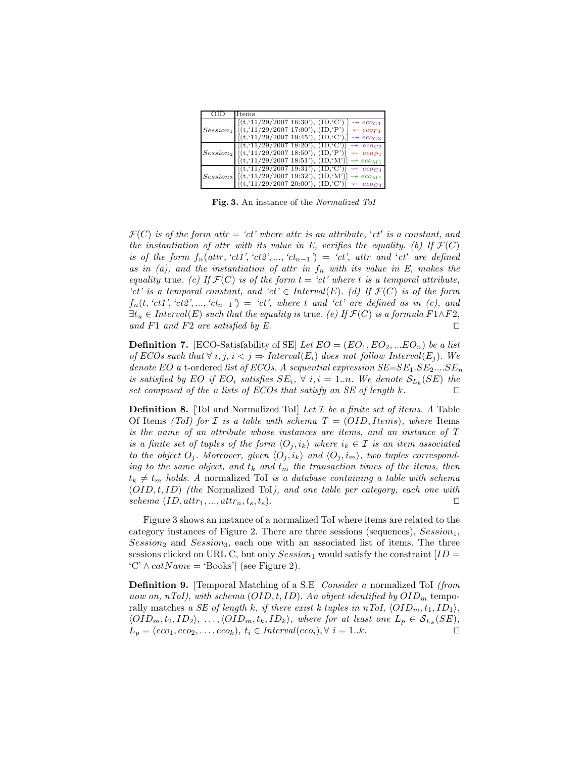| OID | Items |
|---|---|
| $Session_1$ | [(t,'11/29/2007 16:30'), (ID,'C') ] $\rightsquigarrow eco_{C1}$ |
| | [(t,'11/29/2007 17:00'), (ID,'P') ] $\rightsquigarrow eco_{P1}$ |
| | [(t,'11/29/2007 19:45'), (ID,'C'),] $\rightsquigarrow eco_{C3}$ |
| $Session_2$ | [(t,'11/29/2007 18:20'), (ID,'C')] $\rightsquigarrow eco_{C2}$ |
| | [(t,'11/29/2007 18:50'), (ID,'P')] $\rightsquigarrow eco_{P1}$ |
| | [(t,'11/29/2007 18:51'), (ID,'M')] $\rightsquigarrow eco_{M1}$ |
| $Session_3$ | [(t,'11/29/2007 19:31'), (ID,'C')] $\rightsquigarrow eco_{C3}$ |
| | [(t,'11/29/2007 19:32'), (ID,'M')] $\rightsquigarrow eco_{M1}$ |
| | [(t,'11/29/2007 20:00'), (ID,'C')] $\rightsquigarrow eco_{C3}$ |

**Fig. 3.** An instance of the *Normalized ToI*

$\mathcal{F}(C)$ *is of the form* $attr =$ *'ct' where attr is an attribute, 'ct' is a constant, and the instantiation of attr with its value in E, verifies the equality. (b) If* $\mathcal{F}(C)$ *is of the form* $f_n(attr, \text{'ct1'}, \text{'ct2'}, ..., \text{'ct}_{n-1}\text{'}) = \text{'ct'}$*, attr and 'ct' are defined as in (a), and the instantiation of attr in* $f_n$ *with its value in E, makes the equality* true. *(c) If* $\mathcal{F}(C)$ *is of the form* $t =$ *'ct' where t is a temporal attribute, 'ct' is a temporal constant, and 'ct'* $\in Interval(E)$*. (d) If* $\mathcal{F}(C)$ *is of the form* $f_n(t, \text{'ct1'}, \text{'ct2'}, ..., \text{'ct}_{n-1}\text{'}) = \text{'ct'}$*, where t and 'ct' are defined as in (c), and* $\exists t_u \in Interval(E)$ *such that the equality is* true. *(e) If* $\mathcal{F}(C)$ *is a formula* $F1 \wedge F2$*, and* $F1$ *and* $F2$ *are satisfied by E.* □

**Definition 7.** [ECO-Satisfability of SE] *Let* $EO = (EO_1, EO_2, ...EO_n)$ *be a list of ECOs such that* $\forall\, i, j,\, i < j \Rightarrow Interval(E_i)$ *does not follow* $Interval(E_j)$*. We denote EO a* t-ordered *list of ECOs. A sequential expression* $SE{=}SE_1.SE_2....SE_n$ *is satisfied by EO if* $EO_i$ *satisfies* $SE_i$*,* $\forall\, i, i = 1..n$*. We denote* $\mathcal{S}_{L_k}(SE)$ *the set composed of the n lists of ECOs that satisfy an SE of length k.* □

**Definition 8.** [ToI and Normalized ToI] *Let* $\mathcal{I}$ *be a finite set of items. A* Table Of Items *(ToI) for* $\mathcal{I}$ *is a table with schema* $T = (OID, Items)$*, where* Items *is the name of an attribute whose instances are items, and an instance of T is a finite set of tuples of the form* $\langle O_j, i_k \rangle$ *where* $i_k \in \mathcal{I}$ *is an item associated to the object* $O_j$*. Moreover, given* $\langle O_j, i_k \rangle$ *and* $\langle O_j, i_m \rangle$*, two tuples corresponding to the same object, and* $t_k$ *and* $t_m$ *the transaction times of the items, then* $t_k \neq t_m$ *holds. A* normalized ToI *is a database containing a table with schema* $(OID, t, ID)$ *(the* Normalized ToI*), and one table per category, each one with schema* $(ID, attr_1, ..., attr_n, t_s, t_e)$*.* □

Figure 3 shows an instance of a normalized ToI where items are related to the category instances of Figure 2. There are three sessions (sequences), $Session_1$, $Session_2$ and $Session_3$, each one with an associated list of items. The three sessions clicked on URL C, but only $Session_1$ would satisfy the constraint [$ID =$ 'C' $\wedge\, catName =$ 'Books'] (see Figure 2).

**Definition 9.** [Temporal Matching of a S.E] *Consider a* normalized ToI *(from now on, nToI), with schema* $(OID, t, ID)$*. An object identified by* $OID_m$ temporally matches *a SE of length k, if there exist k tuples in nToI,* $\langle OID_m, t_1, ID_1 \rangle$*,* $\langle OID_m, t_2, ID_2 \rangle$*,* $\ldots$*,* $\langle OID_m, t_k, ID_k \rangle$*, where for at least one* $L_p \in \mathcal{S}_{L_k}(SE)$*,* $L_p = (eco_1, eco_2, \ldots, eco_k)$*,* $t_i \in Interval(eco_i), \forall\, i = 1..k$*.* □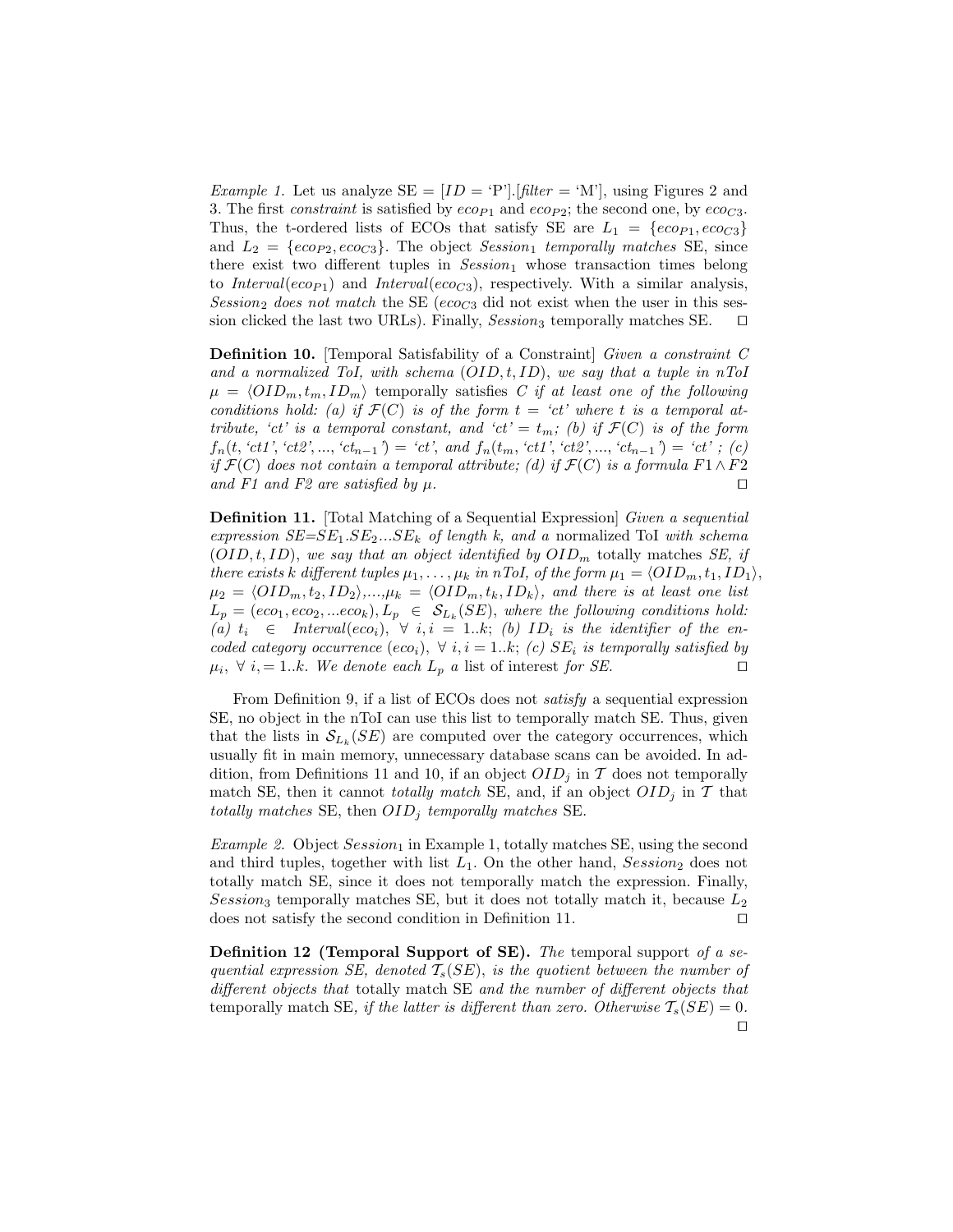*Example 1.* Let us analyze SE = $[ID = \text{'P'}].[filter = \text{'M'}]$, using Figures 2 and 3. The first *constraint* is satisfied by $eco_{P1}$ and $eco_{P2}$; the second one, by $eco_{C3}$. Thus, the t-ordered lists of ECOs that satisfy SE are $L_1 = \{eco_{P1}, eco_{C3}\}$ and $L_2 = \{eco_{P2}, eco_{C3}\}$. The object $Session_1$ *temporally matches* SE, since there exist two different tuples in $Session_1$ whose transaction times belong to $Interval(eco_{P1})$ and $Interval(eco_{C3})$, respectively. With a similar analysis, $Session_2$ *does not match* the SE ($eco_{C3}$ did not exist when the user in this session clicked the last two URLs). Finally, $Session_3$ temporally matches SE. □

**Definition 10.** [Temporal Satisfability of a Constraint] *Given a constraint $C$ and a normalized ToI, with schema $(OID, t, ID)$, we say that a tuple in nToI $\mu = \langle OID_m, t_m, ID_m \rangle$* temporally satisfies *$C$ if at least one of the following conditions hold: (a) if $\mathcal{F}(C)$ is of the form $t$ = 'ct' where $t$ is a temporal attribute, 'ct' is a temporal constant, and 'ct' $= t_m$; (b) if $\mathcal{F}(C)$ is of the form $f_n(t, \text{'ct1'}, \text{'ct2'}, ..., \text{'ct}_{n-1}\text{'}) = \text{'ct'}$, and $f_n(t_m, \text{'ct1'}, \text{'ct2'}, ..., \text{'ct}_{n-1}\text{'}) = \text{'ct'}$; (c) if $\mathcal{F}(C)$ does not contain a temporal attribute; (d) if $\mathcal{F}(C)$ is a formula $F1 \wedge F2$ and $F1$ and $F2$ are satisfied by $\mu$.* □

**Definition 11.** [Total Matching of a Sequential Expression] *Given a sequential expression $SE{=}SE_1.SE_2...SE_k$ of length $k$, and a* normalized ToI *with schema $(OID, t, ID)$, we say that an object identified by $OID_m$* totally matches *SE, if there exists $k$ different tuples $\mu_1, \ldots, \mu_k$ in nToI, of the form $\mu_1 = \langle OID_m, t_1, ID_1 \rangle$, $\mu_2 = \langle OID_m, t_2, ID_2 \rangle$,...,$\mu_k = \langle OID_m, t_k, ID_k \rangle$, and there is at least one list $L_p = (eco_1, eco_2, ...eco_k), L_p \in \mathcal{S}_{L_k}(SE)$, where the following conditions hold: (a) $t_i \in Interval(eco_i)$, $\forall\ i, i = 1..k$; (b) $ID_i$ is the identifier of the encoded category occurrence ($eco_i$), $\forall\ i, i = 1..k$; (c) $SE_i$ is temporally satisfied by $\mu_i$, $\forall\ i, = 1..k$. We denote each $L_p$ a* list of interest *for SE.* □

From Definition 9, if a list of ECOs does not *satisfy* a sequential expression SE, no object in the nToI can use this list to temporally match SE. Thus, given that the lists in $\mathcal{S}_{L_k}(SE)$ are computed over the category occurrences, which usually fit in main memory, unnecessary database scans can be avoided. In addition, from Definitions 11 and 10, if an object $OID_j$ in $\mathcal{T}$ does not temporally match SE, then it cannot *totally match* SE, and, if an object $OID_j$ in $\mathcal{T}$ that *totally matches* SE, then $OID_j$ *temporally matches* SE.

*Example 2.* Object $Session_1$ in Example 1, totally matches SE, using the second and third tuples, together with list $L_1$. On the other hand, $Session_2$ does not totally match SE, since it does not temporally match the expression. Finally, $Session_3$ temporally matches SE, but it does not totally match it, because $L_2$ does not satisfy the second condition in Definition 11. □

**Definition 12 (Temporal Support of SE).** *The* temporal support *of a sequential expression SE, denoted $\mathcal{T}_s(SE)$, is the quotient between the number of different objects that* totally match *SE and the number of different objects that* temporally match *SE, if the latter is different than zero. Otherwise $\mathcal{T}_s(SE) = 0$.* □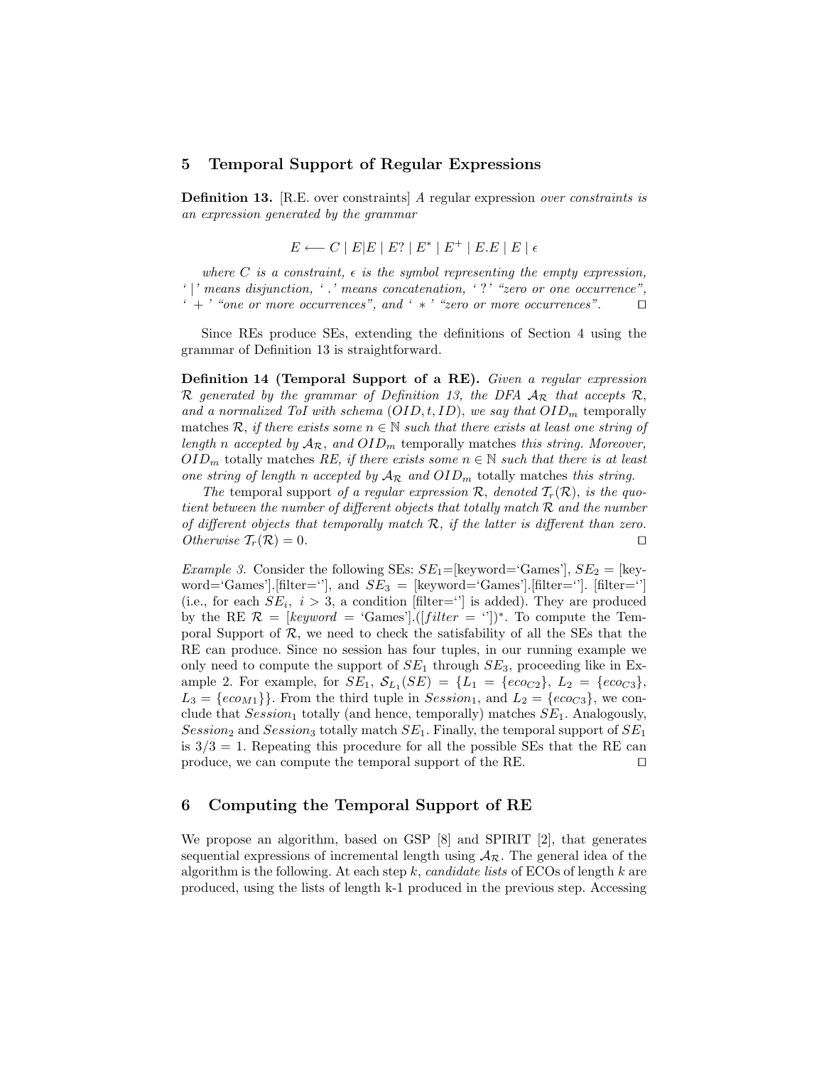## 5 Temporal Support of Regular Expressions

**Definition 13.** [R.E. over constraints] *A* regular expression *over constraints is an expression generated by the grammar*

$$E \longleftarrow C \mid E|E \mid E? \mid E^* \mid E^+ \mid E.E \mid E \mid \epsilon$$

*where $C$ is a constraint, $\epsilon$ is the symbol representing the empty expression, '$|$' means disjunction, '$.$' means concatenation, '$?$' "zero or one occurrence", '$+$' "one or more occurrences", and '$*$' "zero or more occurrences".* □

Since REs produce SEs, extending the definitions of Section 4 using the grammar of Definition 13 is straightforward.

**Definition 14 (Temporal Support of a RE).** *Given a regular expression $\mathcal{R}$ generated by the grammar of Definition 13, the DFA $\mathcal{A}_{\mathcal{R}}$ that accepts $\mathcal{R}$, and a normalized ToI with schema $(OID, t, ID)$, we say that $OID_m$* temporally matches *$\mathcal{R}$, if there exists some $n \in \mathbb{N}$ such that there exists at least one string of length $n$ accepted by $\mathcal{A}_{\mathcal{R}}$, and $OID_m$* temporally matches *this string. Moreover, $OID_m$* totally matches *RE, if there exists some $n \in \mathbb{N}$ such that there is at least one string of length $n$ accepted by $\mathcal{A}_{\mathcal{R}}$ and $OID_m$* totally matches *this string.*

*The* temporal support *of a regular expression $\mathcal{R}$, denoted $\mathcal{T}_r(\mathcal{R})$, is the quotient between the number of different objects that totally match $\mathcal{R}$ and the number of different objects that temporally match $\mathcal{R}$, if the latter is different than zero. Otherwise $\mathcal{T}_r(\mathcal{R}) = 0$.* □

*Example 3.* Consider the following SEs: $SE_1$=[keyword='Games'], $SE_2$ = [keyword='Games'].[filter=''], and $SE_3$ = [keyword='Games'].[filter=''].[filter=''] (i.e., for each $SE_i$, $i > 3$, a condition [filter=''] is added). They are produced by the RE $\mathcal{R}$ = [$keyword$ = 'Games'].([$filter$ = ''])$^*$. To compute the Temporal Support of $\mathcal{R}$, we need to check the satisfability of all the SEs that the RE can produce. Since no session has four tuples, in our running example we only need to compute the support of $SE_1$ through $SE_3$, proceeding like in Example 2. For example, for $SE_1$, $\mathcal{S}_{L_1}(SE) = \{L_1 = \{eco_{C2}\}, L_2 = \{eco_{C3}\}, L_3 = \{eco_{M1}\}\}$. From the third tuple in $Session_1$, and $L_2 = \{eco_{C3}\}$, we conclude that $Session_1$ totally (and hence, temporally) matches $SE_1$. Analogously, $Session_2$ and $Session_3$ totally match $SE_1$. Finally, the temporal support of $SE_1$ is $3/3 = 1$. Repeating this procedure for all the possible SEs that the RE can produce, we can compute the temporal support of the RE. □

## 6 Computing the Temporal Support of RE

We propose an algorithm, based on GSP [8] and SPIRIT [2], that generates sequential expressions of incremental length using $\mathcal{A}_{\mathcal{R}}$. The general idea of the algorithm is the following. At each step $k$, *candidate lists* of ECOs of length $k$ are produced, using the lists of length k-1 produced in the previous step. Accessing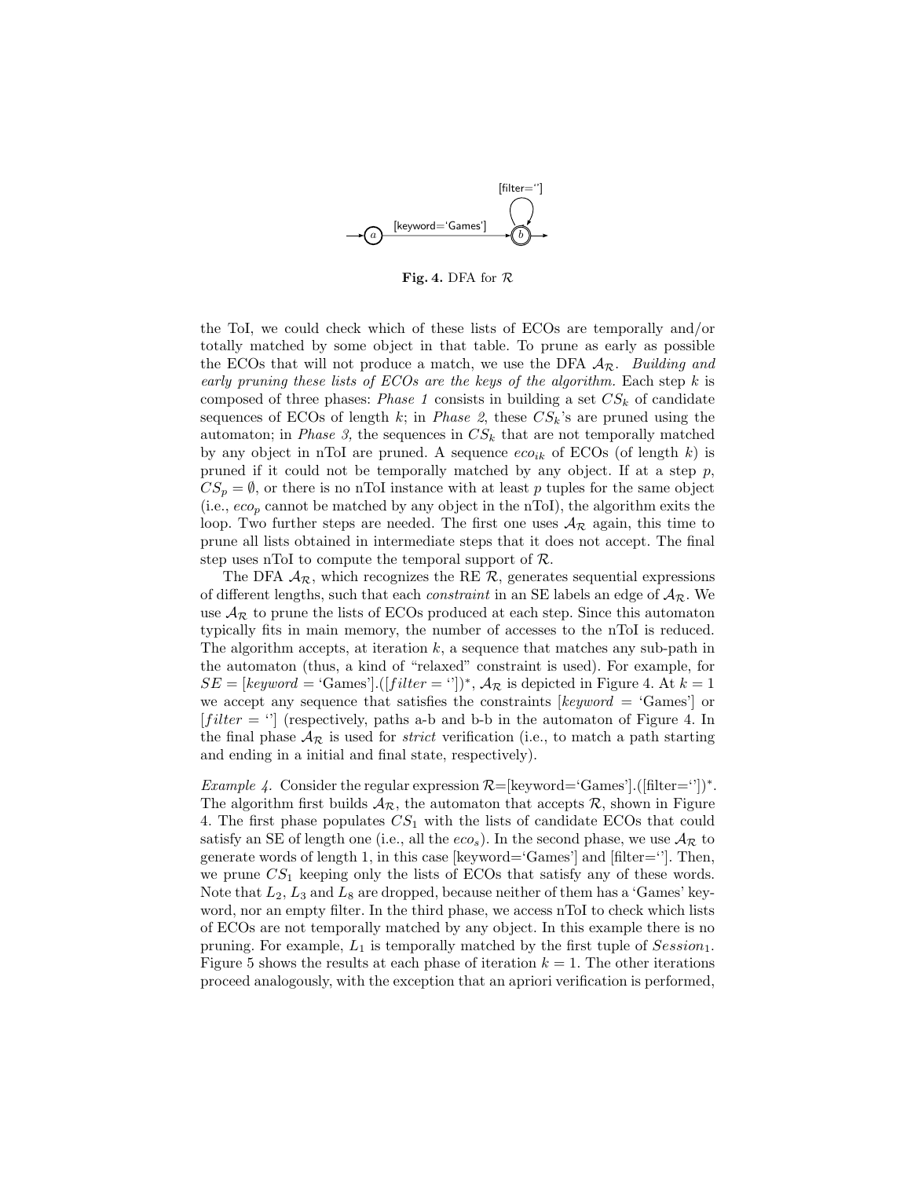**Fig. 4.** DFA for $\mathcal{R}$

the ToI, we could check which of these lists of ECOs are temporally and/or totally matched by some object in that table. To prune as early as possible the ECOs that will not produce a match, we use the DFA $\mathcal{A}_\mathcal{R}$. *Building and early pruning these lists of ECOs are the keys of the algorithm.* Each step $k$ is composed of three phases: *Phase 1* consists in building a set $CS_k$ of candidate sequences of ECOs of length $k$; in *Phase 2*, these $CS_k$'s are pruned using the automaton; in *Phase 3,* the sequences in $CS_k$ that are not temporally matched by any object in nToI are pruned. A sequence $eco_{ik}$ of ECOs (of length $k$) is pruned if it could not be temporally matched by any object. If at a step $p$, $CS_p = \emptyset$, or there is no nToI instance with at least $p$ tuples for the same object (i.e., $eco_p$ cannot be matched by any object in the nToI), the algorithm exits the loop. Two further steps are needed. The first one uses $\mathcal{A}_\mathcal{R}$ again, this time to prune all lists obtained in intermediate steps that it does not accept. The final step uses nToI to compute the temporal support of $\mathcal{R}$.

The DFA $\mathcal{A}_\mathcal{R}$, which recognizes the RE $\mathcal{R}$, generates sequential expressions of different lengths, such that each *constraint* in an SE labels an edge of $\mathcal{A}_\mathcal{R}$. We use $\mathcal{A}_\mathcal{R}$ to prune the lists of ECOs produced at each step. Since this automaton typically fits in main memory, the number of accesses to the nToI is reduced. The algorithm accepts, at iteration $k$, a sequence that matches any sub-path in the automaton (thus, a kind of "relaxed" constraint is used). For example, for $SE = [keyword = \text{'Games'}].([filter = \text{''}])^*$, $\mathcal{A}_\mathcal{R}$ is depicted in Figure 4. At $k = 1$ we accept any sequence that satisfies the constraints $[keyword = \text{'Games'}]$ or $[filter = \text{''}]$ (respectively, paths a-b and b-b in the automaton of Figure 4. In the final phase $\mathcal{A}_\mathcal{R}$ is used for *strict* verification (i.e., to match a path starting and ending in a initial and final state, respectively).

*Example 4.* Consider the regular expression $\mathcal{R}$=[keyword='Games'].([filter=''])$^*$. The algorithm first builds $\mathcal{A}_\mathcal{R}$, the automaton that accepts $\mathcal{R}$, shown in Figure 4. The first phase populates $CS_1$ with the lists of candidate ECOs that could satisfy an SE of length one (i.e., all the $eco_s$). In the second phase, we use $\mathcal{A}_\mathcal{R}$ to generate words of length 1, in this case [keyword='Games'] and [filter='']. Then, we prune $CS_1$ keeping only the lists of ECOs that satisfy any of these words. Note that $L_2$, $L_3$ and $L_8$ are dropped, because neither of them has a 'Games' keyword, nor an empty filter. In the third phase, we access nToI to check which lists of ECOs are not temporally matched by any object. In this example there is no pruning. For example, $L_1$ is temporally matched by the first tuple of $Session_1$. Figure 5 shows the results at each phase of iteration $k = 1$. The other iterations proceed analogously, with the exception that an apriori verification is performed,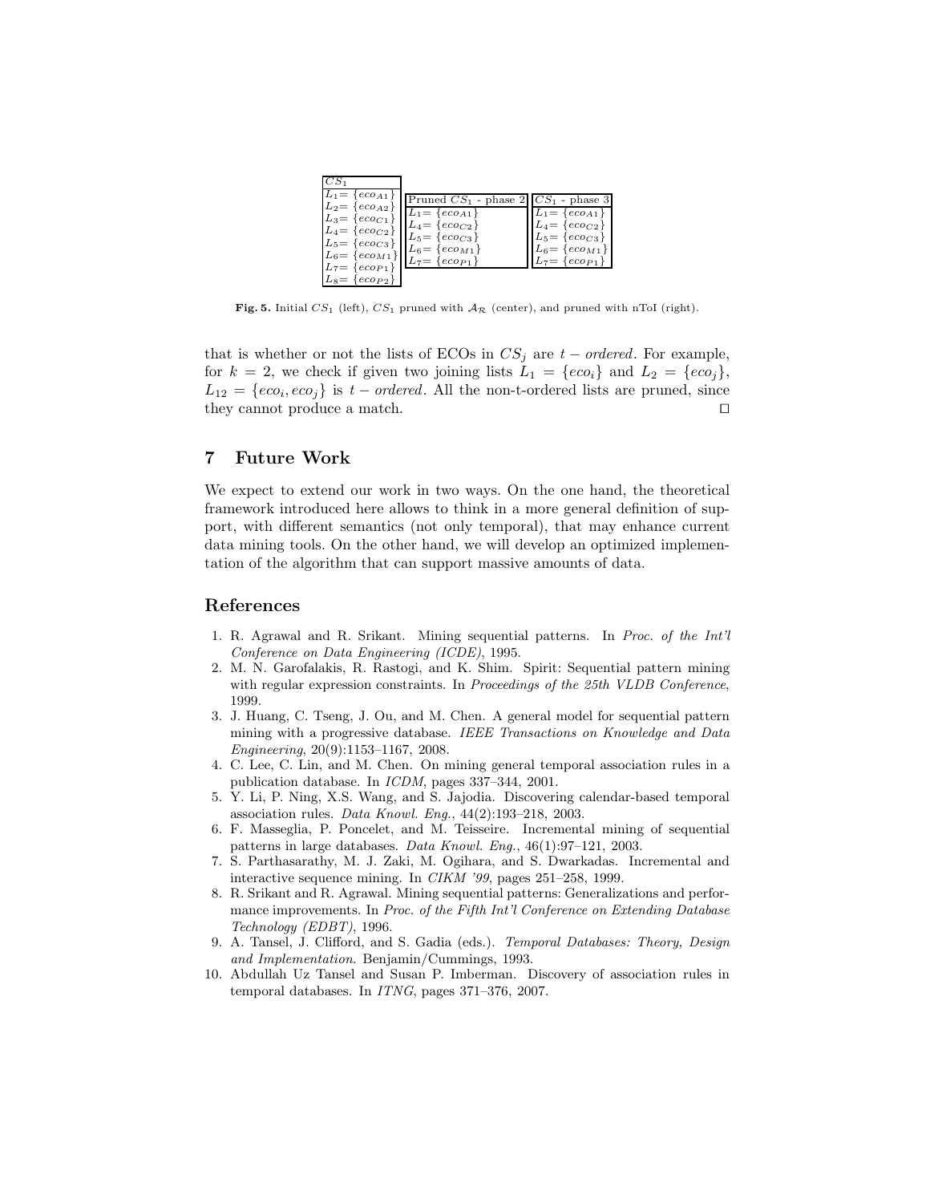| $CS_1$ |
| --- |
| $L_1 = \{eco_{A1}\}$ |
| $L_2 = \{eco_{A2}\}$ |
| $L_3 = \{eco_{C1}\}$ |
| $L_4 = \{eco_{C2}\}$ |
| $L_5 = \{eco_{C3}\}$ |
| $L_6 = \{eco_{M1}\}$ |
| $L_7 = \{eco_{P1}\}$ |
| $L_8 = \{eco_{P2}\}$ |

| Pruned $CS_1$ - phase 2 |
| --- |
| $L_1 = \{eco_{A1}\}$ |
| $L_4 = \{eco_{C2}\}$ |
| $L_5 = \{eco_{C3}\}$ |
| $L_6 = \{eco_{M1}\}$ |
| $L_7 = \{eco_{P1}\}$ |

| $CS_1$ - phase 3 |
| --- |
| $L_1 = \{eco_{A1}\}$ |
| $L_4 = \{eco_{C2}\}$ |
| $L_5 = \{eco_{C3}\}$ |
| $L_6 = \{eco_{M1}\}$ |
| $L_7 = \{eco_{P1}\}$ |

**Fig. 5.** Initial $CS_1$ (left), $CS_1$ pruned with $\mathcal{A}_\mathcal{R}$ (center), and pruned with nToI (right).

that is whether or not the lists of ECOs in $CS_j$ are $t-ordered$. For example, for $k = 2$, we check if given two joining lists $L_1 = \{eco_i\}$ and $L_2 = \{eco_j\}$, $L_{12} = \{eco_i, eco_j\}$ is $t-ordered$. All the non-t-ordered lists are pruned, since they cannot produce a match. □

## 7 Future Work

We expect to extend our work in two ways. On the one hand, the theoretical framework introduced here allows to think in a more general definition of support, with different semantics (not only temporal), that may enhance current data mining tools. On the other hand, we will develop an optimized implementation of the algorithm that can support massive amounts of data.

## References

1. R. Agrawal and R. Srikant. Mining sequential patterns. In *Proc. of the Int'l Conference on Data Engineering (ICDE)*, 1995.
2. M. N. Garofalakis, R. Rastogi, and K. Shim. Spirit: Sequential pattern mining with regular expression constraints. In *Proceedings of the 25th VLDB Conference*, 1999.
3. J. Huang, C. Tseng, J. Ou, and M. Chen. A general model for sequential pattern mining with a progressive database. *IEEE Transactions on Knowledge and Data Engineering*, 20(9):1153–1167, 2008.
4. C. Lee, C. Lin, and M. Chen. On mining general temporal association rules in a publication database. In *ICDM*, pages 337–344, 2001.
5. Y. Li, P. Ning, X.S. Wang, and S. Jajodia. Discovering calendar-based temporal association rules. *Data Knowl. Eng.*, 44(2):193–218, 2003.
6. F. Masseglia, P. Poncelet, and M. Teisseire. Incremental mining of sequential patterns in large databases. *Data Knowl. Eng.*, 46(1):97–121, 2003.
7. S. Parthasarathy, M. J. Zaki, M. Ogihara, and S. Dwarkadas. Incremental and interactive sequence mining. In *CIKM '99*, pages 251–258, 1999.
8. R. Srikant and R. Agrawal. Mining sequential patterns: Generalizations and performance improvements. In *Proc. of the Fifth Int'l Conference on Extending Database Technology (EDBT)*, 1996.
9. A. Tansel, J. Clifford, and S. Gadia (eds.). *Temporal Databases: Theory, Design and Implementation*. Benjamin/Cummings, 1993.
10. Abdullah Uz Tansel and Susan P. Imberman. Discovery of association rules in temporal databases. In *ITNG*, pages 371–376, 2007.